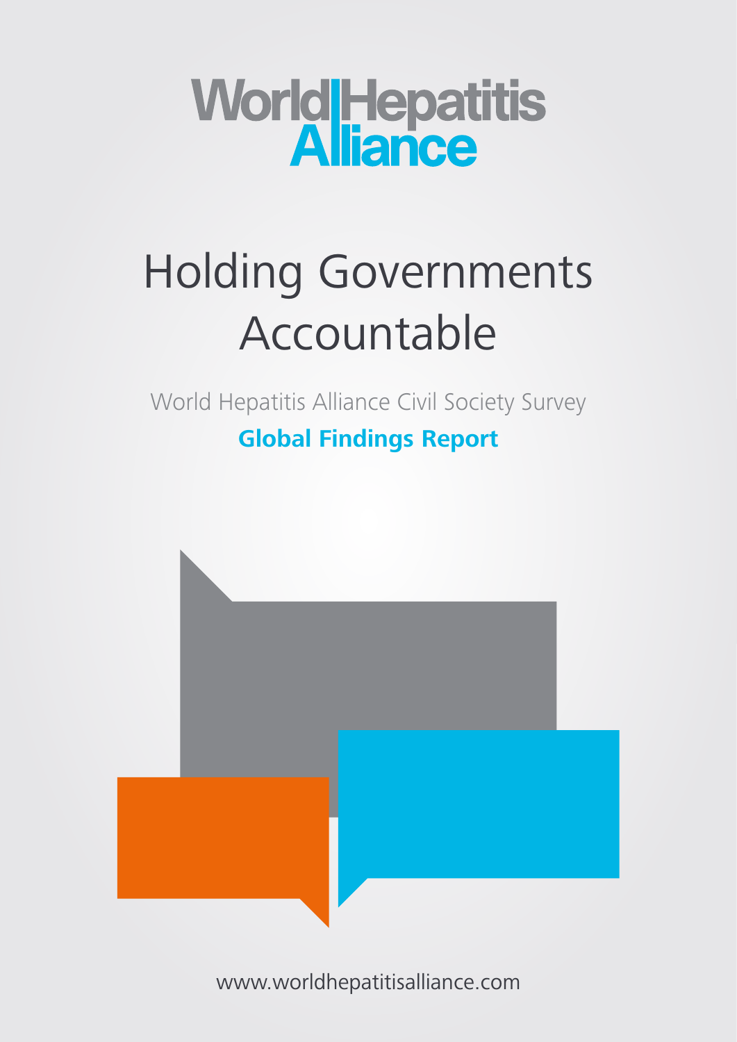World Hepatitis Alliance

# Holding Governments Accountable

World Hepatitis Alliance Civil Society Survey

**Global Findings Report**

www.worldhepatitisalliance.com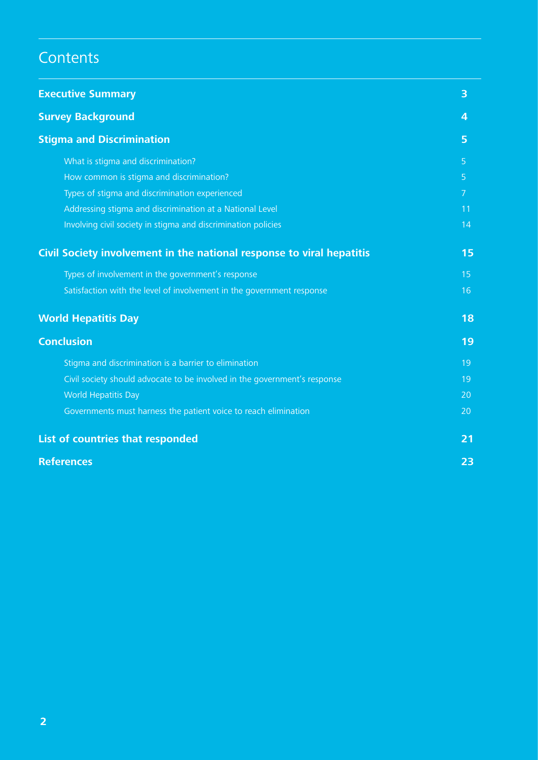# Contents

| | |
|---|---|
| **Executive Summary** | **3** |
| **Survey Background** | **4** |
| **Stigma and Discrimination** | **5** |
| What is stigma and discrimination? | 5 |
| How common is stigma and discrimination? | 5 |
| Types of stigma and discrimination experienced | 7 |
| Addressing stigma and discrimination at a National Level | 11 |
| Involving civil society in stigma and discrimination policies | 14 |
| **Civil Society involvement in the national response to viral hepatitis** | **15** |
| Types of involvement in the government's response | 15 |
| Satisfaction with the level of involvement in the government response | 16 |
| **World Hepatitis Day** | **18** |
| **Conclusion** | **19** |
| Stigma and discrimination is a barrier to elimination | 19 |
| Civil society should advocate to be involved in the government's response | 19 |
| World Hepatitis Day | 20 |
| Governments must harness the patient voice to reach elimination | 20 |
| **List of countries that responded** | **21** |
| **References** | **23** |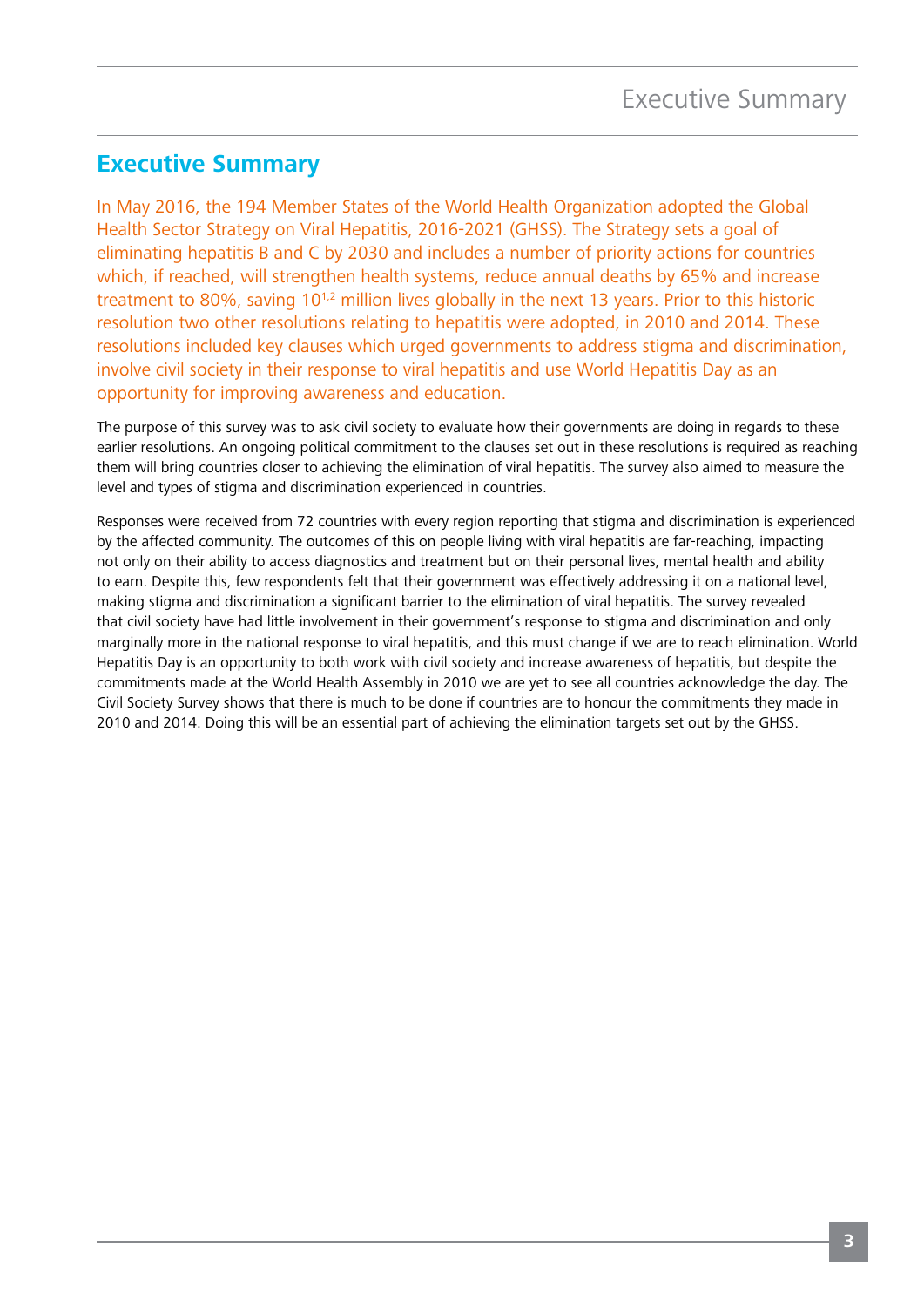# Executive Summary

In May 2016, the 194 Member States of the World Health Organization adopted the Global Health Sector Strategy on Viral Hepatitis, 2016-2021 (GHSS). The Strategy sets a goal of eliminating hepatitis B and C by 2030 and includes a number of priority actions for countries which, if reached, will strengthen health systems, reduce annual deaths by 65% and increase treatment to 80%, saving 10[1,2] million lives globally in the next 13 years. Prior to this historic resolution two other resolutions relating to hepatitis were adopted, in 2010 and 2014. These resolutions included key clauses which urged governments to address stigma and discrimination, involve civil society in their response to viral hepatitis and use World Hepatitis Day as an opportunity for improving awareness and education.

The purpose of this survey was to ask civil society to evaluate how their governments are doing in regards to these earlier resolutions. An ongoing political commitment to the clauses set out in these resolutions is required as reaching them will bring countries closer to achieving the elimination of viral hepatitis. The survey also aimed to measure the level and types of stigma and discrimination experienced in countries.

Responses were received from 72 countries with every region reporting that stigma and discrimination is experienced by the affected community. The outcomes of this on people living with viral hepatitis are far-reaching, impacting not only on their ability to access diagnostics and treatment but on their personal lives, mental health and ability to earn. Despite this, few respondents felt that their government was effectively addressing it on a national level, making stigma and discrimination a significant barrier to the elimination of viral hepatitis. The survey revealed that civil society have had little involvement in their government's response to stigma and discrimination and only marginally more in the national response to viral hepatitis, and this must change if we are to reach elimination. World Hepatitis Day is an opportunity to both work with civil society and increase awareness of hepatitis, but despite the commitments made at the World Health Assembly in 2010 we are yet to see all countries acknowledge the day. The Civil Society Survey shows that there is much to be done if countries are to honour the commitments they made in 2010 and 2014. Doing this will be an essential part of achieving the elimination targets set out by the GHSS.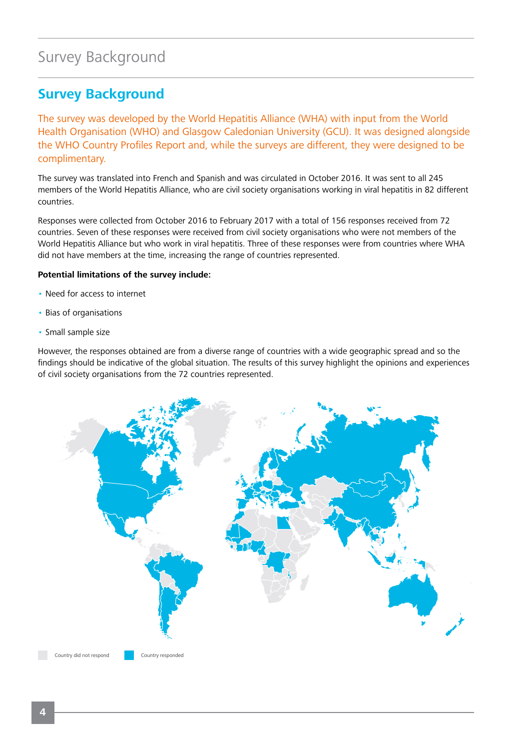## Survey Background

The survey was developed by the World Hepatitis Alliance (WHA) with input from the World Health Organisation (WHO) and Glasgow Caledonian University (GCU). It was designed alongside the WHO Country Profiles Report and, while the surveys are different, they were designed to be complimentary.

The survey was translated into French and Spanish and was circulated in October 2016. It was sent to all 245 members of the World Hepatitis Alliance, who are civil society organisations working in viral hepatitis in 82 different countries.

Responses were collected from October 2016 to February 2017 with a total of 156 responses received from 72 countries. Seven of these responses were received from civil society organisations who were not members of the World Hepatitis Alliance but who work in viral hepatitis. Three of these responses were from countries where WHA did not have members at the time, increasing the range of countries represented.

**Potential limitations of the survey include:**

- Need for access to internet
- Bias of organisations
- Small sample size

However, the responses obtained are from a diverse range of countries with a wide geographic spread and so the findings should be indicative of the global situation. The results of this survey highlight the opinions and experiences of civil society organisations from the 72 countries represented.

Country did not respond

Country responded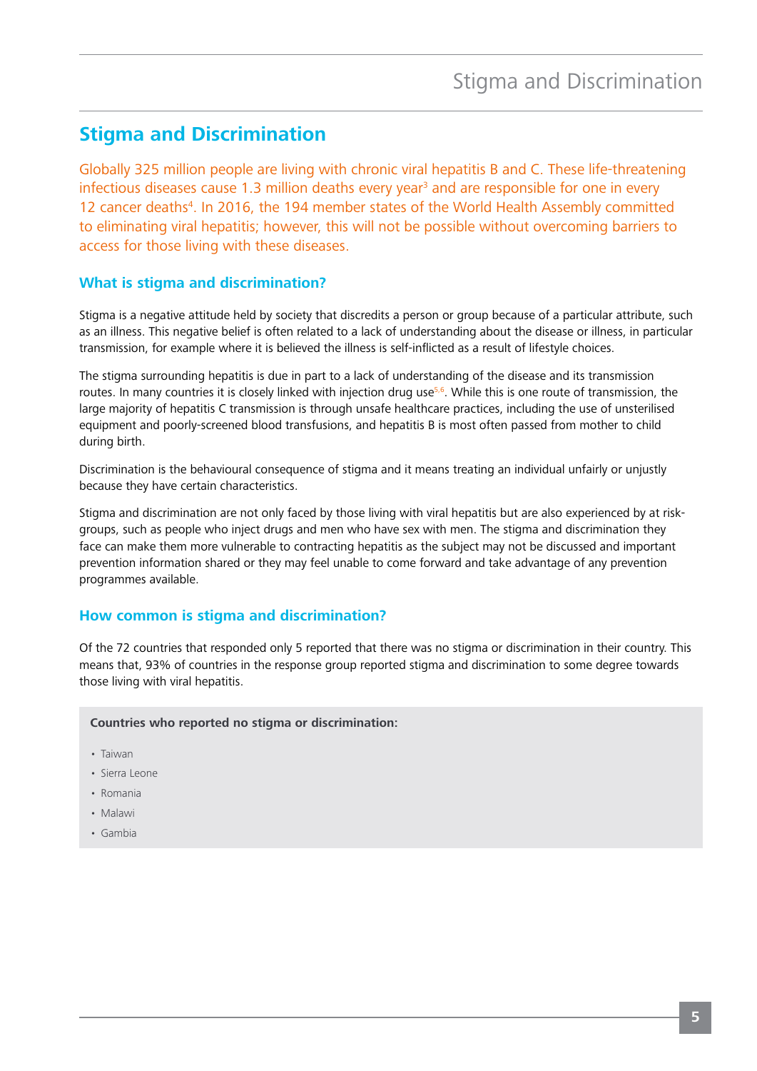## Stigma and Discrimination

Globally 325 million people are living with chronic viral hepatitis B and C. These life-threatening infectious diseases cause 1.3 million deaths every year[3] and are responsible for one in every 12 cancer deaths[4]. In 2016, the 194 member states of the World Health Assembly committed to eliminating viral hepatitis; however, this will not be possible without overcoming barriers to access for those living with these diseases.

### What is stigma and discrimination?

Stigma is a negative attitude held by society that discredits a person or group because of a particular attribute, such as an illness. This negative belief is often related to a lack of understanding about the disease or illness, in particular transmission, for example where it is believed the illness is self-inflicted as a result of lifestyle choices.

The stigma surrounding hepatitis is due in part to a lack of understanding of the disease and its transmission routes. In many countries it is closely linked with injection drug use[5,6]. While this is one route of transmission, the large majority of hepatitis C transmission is through unsafe healthcare practices, including the use of unsterilised equipment and poorly-screened blood transfusions, and hepatitis B is most often passed from mother to child during birth.

Discrimination is the behavioural consequence of stigma and it means treating an individual unfairly or unjustly because they have certain characteristics.

Stigma and discrimination are not only faced by those living with viral hepatitis but are also experienced by at risk-groups, such as people who inject drugs and men who have sex with men. The stigma and discrimination they face can make them more vulnerable to contracting hepatitis as the subject may not be discussed and important prevention information shared or they may feel unable to come forward and take advantage of any prevention programmes available.

### How common is stigma and discrimination?

Of the 72 countries that responded only 5 reported that there was no stigma or discrimination in their country. This means that, 93% of countries in the response group reported stigma and discrimination to some degree towards those living with viral hepatitis.

**Countries who reported no stigma or discrimination:**

- Taiwan
- Sierra Leone
- Romania
- Malawi
- Gambia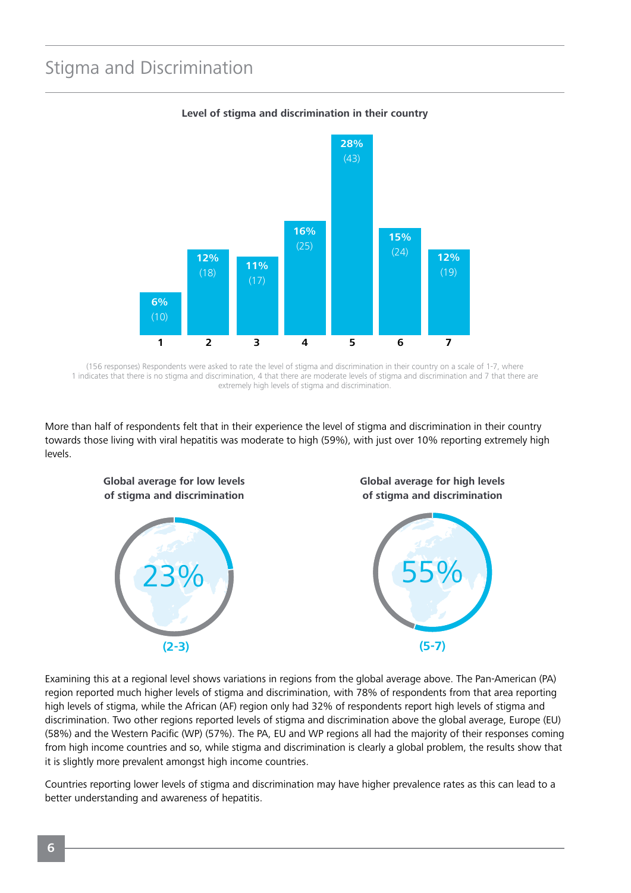## Stigma and Discrimination

**Level of stigma and discrimination in their country**

6% (10)
12% (18)
11% (17)
16% (25)
28% (43)
15% (24)
12% (19)

1 2 3 4 5 6 7

(156 responses) Respondents were asked to rate the level of stigma and discrimination in their country on a scale of 1-7, where 1 indicates that there is no stigma and discrimination, 4 that there are moderate levels of stigma and discrimination and 7 that there are extremely high levels of stigma and discrimination.

More than half of respondents felt that in their experience the level of stigma and discrimination in their country towards those living with viral hepatitis was moderate to high (59%), with just over 10% reporting extremely high levels.

**Global average for low levels of stigma and discrimination**

23%

(2-3)

**Global average for high levels of stigma and discrimination**

55%

(5-7)

Examining this at a regional level shows variations in regions from the global average above. The Pan-American (PA) region reported much higher levels of stigma and discrimination, with 78% of respondents from that area reporting high levels of stigma, while the African (AF) region only had 32% of respondents report high levels of stigma and discrimination. Two other regions reported levels of stigma and discrimination above the global average, Europe (EU) (58%) and the Western Pacific (WP) (57%). The PA, EU and WP regions all had the majority of their responses coming from high income countries and so, while stigma and discrimination is clearly a global problem, the results show that it is slightly more prevalent amongst high income countries.

Countries reporting lower levels of stigma and discrimination may have higher prevalence rates as this can lead to a better understanding and awareness of hepatitis.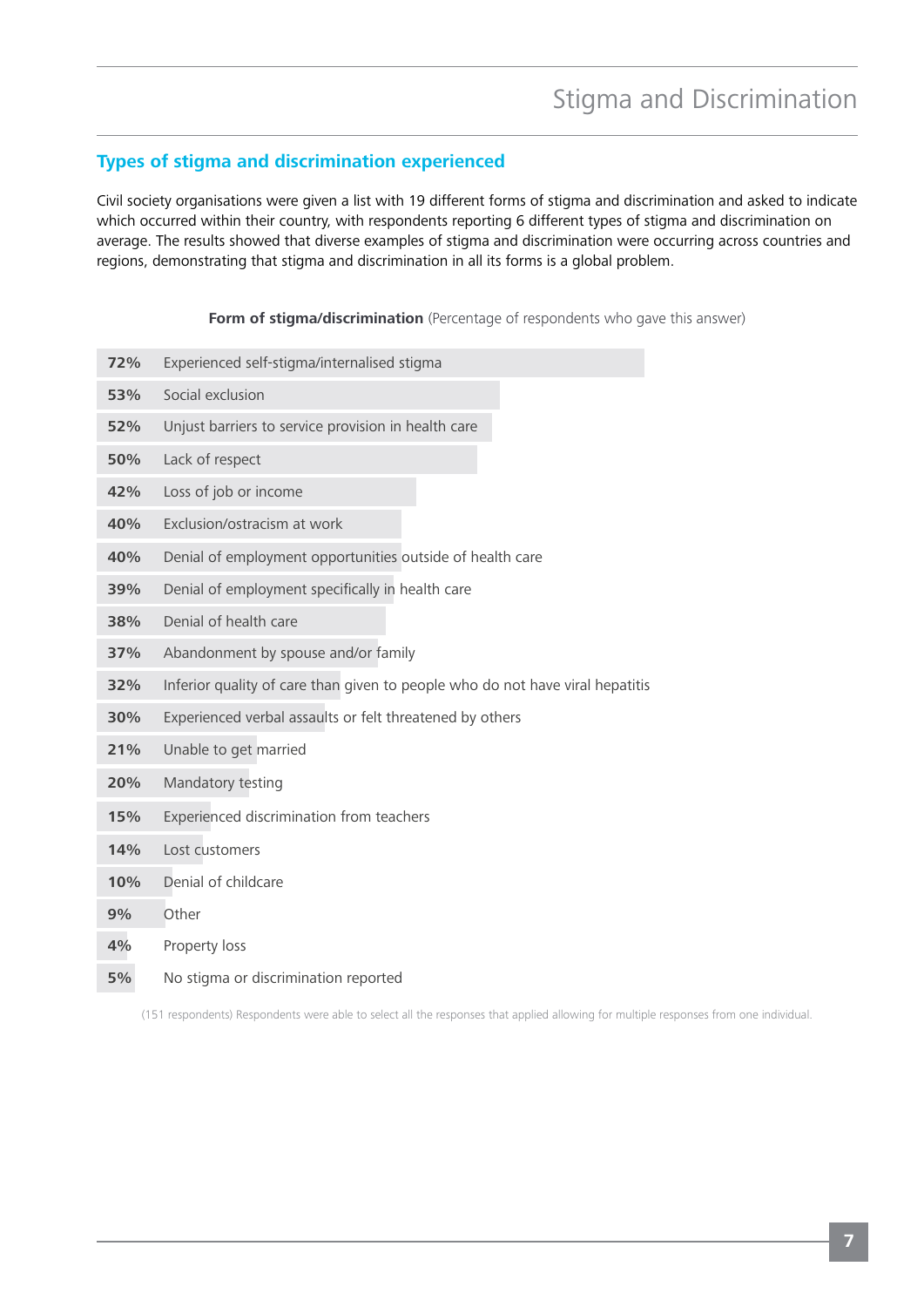## Types of stigma and discrimination experienced

Civil society organisations were given a list with 19 different forms of stigma and discrimination and asked to indicate which occurred within their country, with respondents reporting 6 different types of stigma and discrimination on average. The results showed that diverse examples of stigma and discrimination were occurring across countries and regions, demonstrating that stigma and discrimination in all its forms is a global problem.

**Form of stigma/discrimination** (Percentage of respondents who gave this answer)

72% Experienced self-stigma/internalised stigma
53% Social exclusion
52% Unjust barriers to service provision in health care
50% Lack of respect
42% Loss of job or income
40% Exclusion/ostracism at work
40% Denial of employment opportunities outside of health care
39% Denial of employment specifically in health care
38% Denial of health care
37% Abandonment by spouse and/or family
32% Inferior quality of care than given to people who do not have viral hepatitis
30% Experienced verbal assaults or felt threatened by others
21% Unable to get married
20% Mandatory testing
15% Experienced discrimination from teachers
14% Lost customers
10% Denial of childcare
9% Other
4% Property loss
5% No stigma or discrimination reported

(151 respondents) Respondents were able to select all the responses that applied allowing for multiple responses from one individual.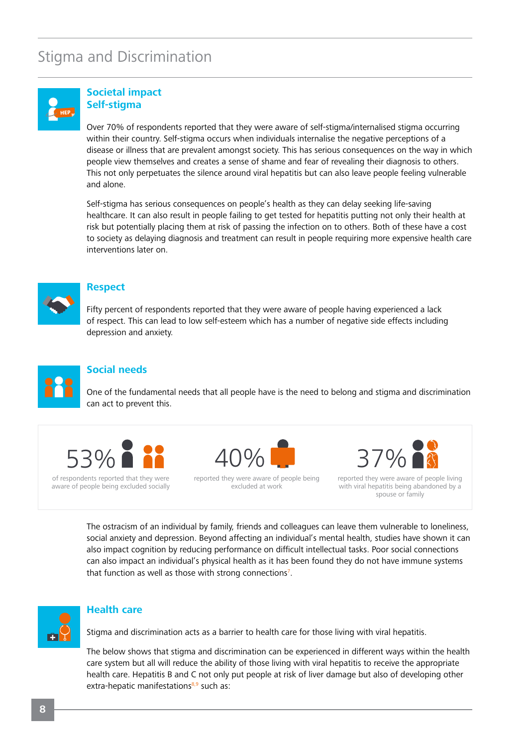# Stigma and Discrimination

## Societal impact

### Self-stigma

Over 70% of respondents reported that they were aware of self-stigma/internalised stigma occurring within their country. Self-stigma occurs when individuals internalise the negative perceptions of a disease or illness that are prevalent amongst society. This has serious consequences on the way in which people view themselves and creates a sense of shame and fear of revealing their diagnosis to others. This not only perpetuates the silence around viral hepatitis but can also leave people feeling vulnerable and alone.

Self-stigma has serious consequences on people's health as they can delay seeking life-saving healthcare. It can also result in people failing to get tested for hepatitis putting not only their health at risk but potentially placing them at risk of passing the infection on to others. Both of these have a cost to society as delaying diagnosis and treatment can result in people requiring more expensive health care interventions later on.

### Respect

Fifty percent of respondents reported that they were aware of people having experienced a lack of respect. This can lead to low self-esteem which has a number of negative side effects including depression and anxiety.

### Social needs

One of the fundamental needs that all people have is the need to belong and stigma and discrimination can act to prevent this.

**53%** of respondents reported that they were aware of people being excluded socially

**40%** reported they were aware of people being excluded at work

**37%** reported they were aware of people living with viral hepatitis being abandoned by a spouse or family

The ostracism of an individual by family, friends and colleagues can leave them vulnerable to loneliness, social anxiety and depression. Beyond affecting an individual's mental health, studies have shown it can also impact cognition by reducing performance on difficult intellectual tasks. Poor social connections can also impact an individual's physical health as it has been found they do not have immune systems that function as well as those with strong connections[7].

### Health care

Stigma and discrimination acts as a barrier to health care for those living with viral hepatitis.

The below shows that stigma and discrimination can be experienced in different ways within the health care system but all will reduce the ability of those living with viral hepatitis to receive the appropriate health care. Hepatitis B and C not only put people at risk of liver damage but also of developing other extra-hepatic manifestations[8,9] such as: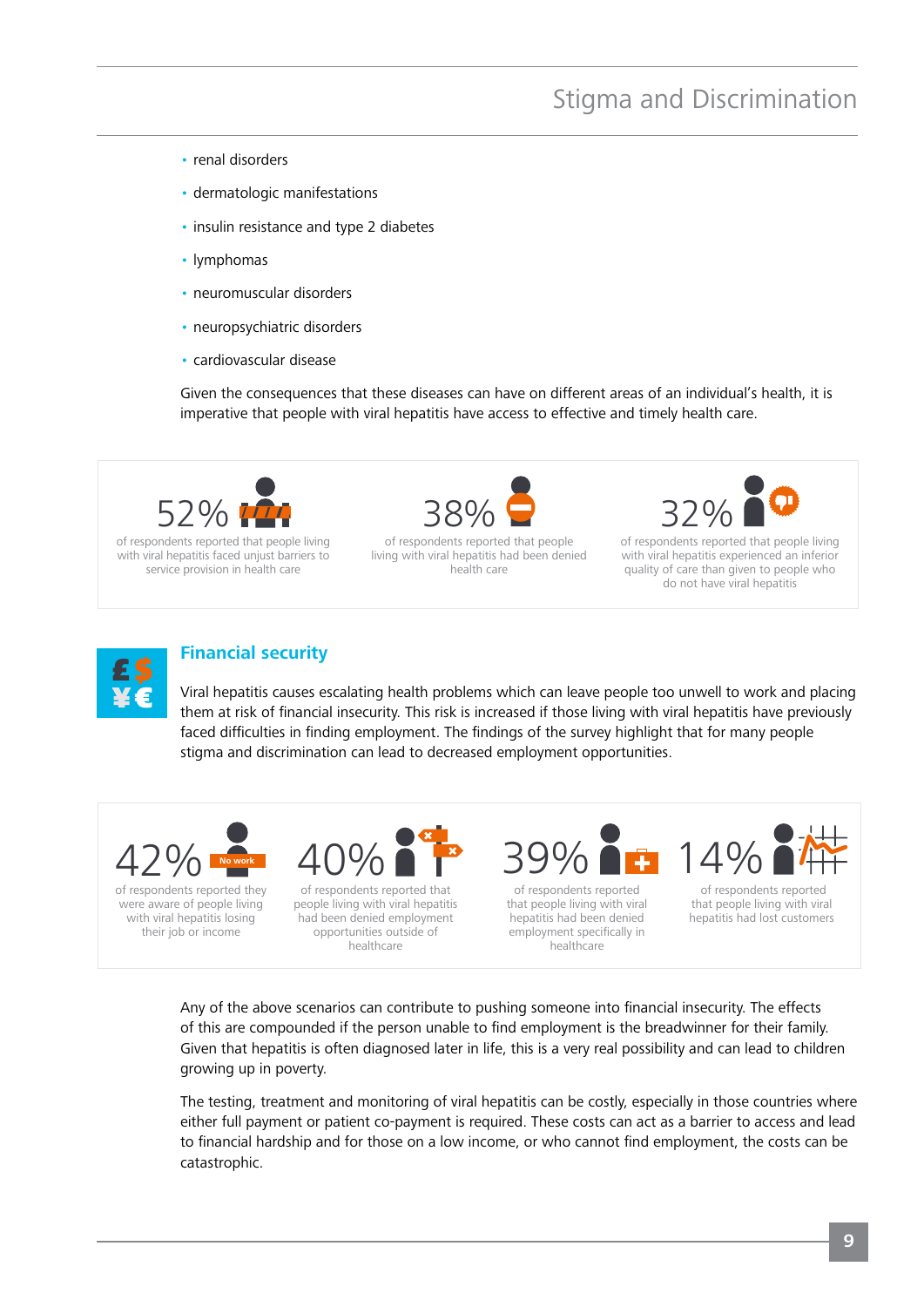- renal disorders
- dermatologic manifestations
- insulin resistance and type 2 diabetes
- lymphomas
- neuromuscular disorders
- neuropsychiatric disorders
- cardiovascular disease

Given the consequences that these diseases can have on different areas of an individual's health, it is imperative that people with viral hepatitis have access to effective and timely health care.

52%
of respondents reported that people living with viral hepatitis faced unjust barriers to service provision in health care

38%
of respondents reported that people living with viral hepatitis had been denied health care

32%
of respondents reported that people living with viral hepatitis experienced an inferior quality of care than given to people who do not have viral hepatitis

## Financial security

Viral hepatitis causes escalating health problems which can leave people too unwell to work and placing them at risk of financial insecurity. This risk is increased if those living with viral hepatitis have previously faced difficulties in finding employment. The findings of the survey highlight that for many people stigma and discrimination can lead to decreased employment opportunities.

42%
No work
of respondents reported they were aware of people living with viral hepatitis losing their job or income

40%
of respondents reported that people living with viral hepatitis had been denied employment opportunities outside of healthcare

39%
of respondents reported that people living with viral hepatitis had been denied employment specifically in healthcare

14%
of respondents reported that people living with viral hepatitis had lost customers

Any of the above scenarios can contribute to pushing someone into financial insecurity. The effects of this are compounded if the person unable to find employment is the breadwinner for their family. Given that hepatitis is often diagnosed later in life, this is a very real possibility and can lead to children growing up in poverty.

The testing, treatment and monitoring of viral hepatitis can be costly, especially in those countries where either full payment or patient co-payment is required. These costs can act as a barrier to access and lead to financial hardship and for those on a low income, or who cannot find employment, the costs can be catastrophic.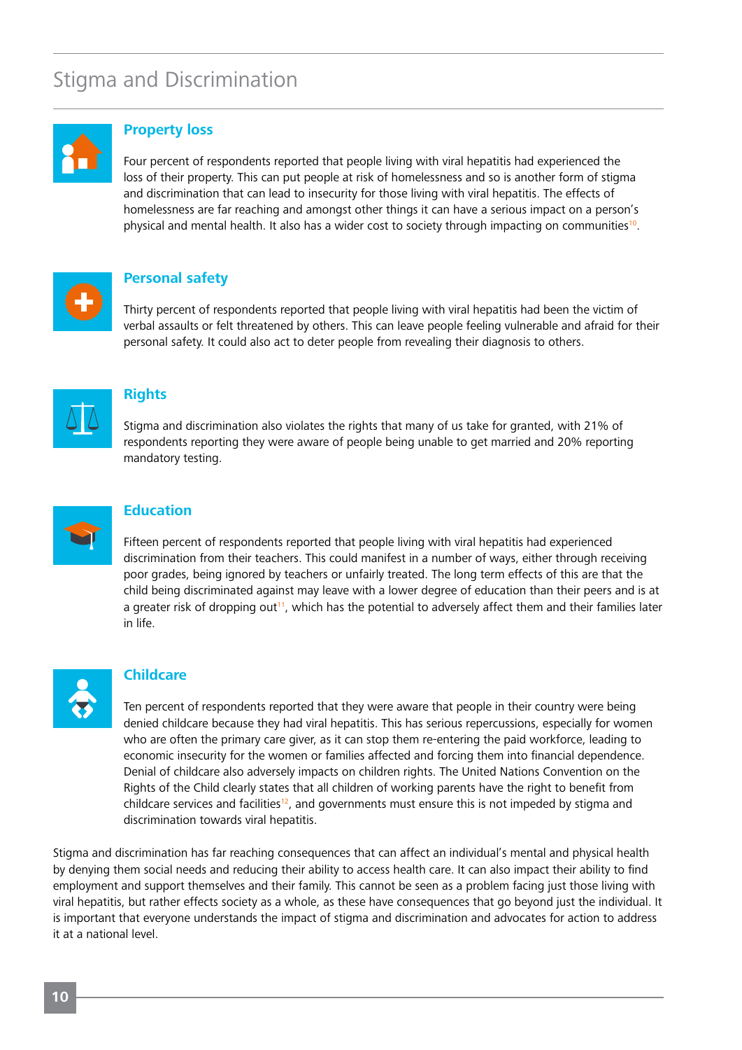## Stigma and Discrimination

### Property loss

Four percent of respondents reported that people living with viral hepatitis had experienced the loss of their property. This can put people at risk of homelessness and so is another form of stigma and discrimination that can lead to insecurity for those living with viral hepatitis. The effects of homelessness are far reaching and amongst other things it can have a serious impact on a person's physical and mental health. It also has a wider cost to society through impacting on communities[10].

### Personal safety

Thirty percent of respondents reported that people living with viral hepatitis had been the victim of verbal assaults or felt threatened by others. This can leave people feeling vulnerable and afraid for their personal safety. It could also act to deter people from revealing their diagnosis to others.

### Rights

Stigma and discrimination also violates the rights that many of us take for granted, with 21% of respondents reporting they were aware of people being unable to get married and 20% reporting mandatory testing.

### Education

Fifteen percent of respondents reported that people living with viral hepatitis had experienced discrimination from their teachers. This could manifest in a number of ways, either through receiving poor grades, being ignored by teachers or unfairly treated. The long term effects of this are that the child being discriminated against may leave with a lower degree of education than their peers and is at a greater risk of dropping out[11], which has the potential to adversely affect them and their families later in life.

### Childcare

Ten percent of respondents reported that they were aware that people in their country were being denied childcare because they had viral hepatitis. This has serious repercussions, especially for women who are often the primary care giver, as it can stop them re-entering the paid workforce, leading to economic insecurity for the women or families affected and forcing them into financial dependence. Denial of childcare also adversely impacts on children rights. The United Nations Convention on the Rights of the Child clearly states that all children of working parents have the right to benefit from childcare services and facilities[12], and governments must ensure this is not impeded by stigma and discrimination towards viral hepatitis.

Stigma and discrimination has far reaching consequences that can affect an individual's mental and physical health by denying them social needs and reducing their ability to access health care. It can also impact their ability to find employment and support themselves and their family. This cannot be seen as a problem facing just those living with viral hepatitis, but rather effects society as a whole, as these have consequences that go beyond just the individual. It is important that everyone understands the impact of stigma and discrimination and advocates for action to address it at a national level.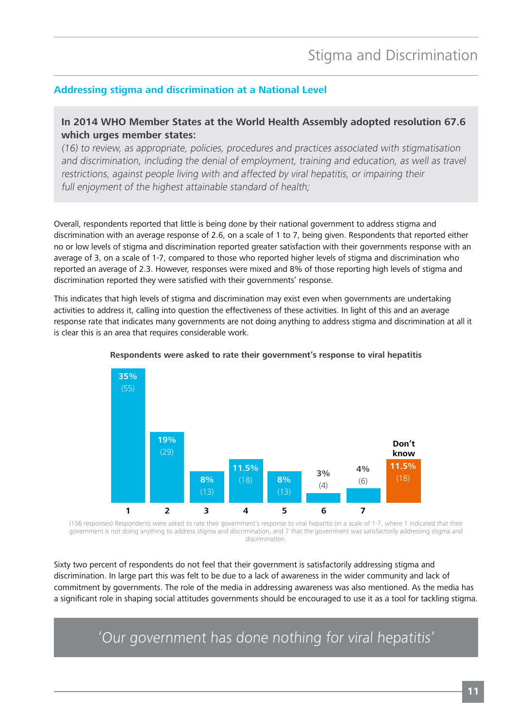## Addressing stigma and discrimination at a National Level

**In 2014 WHO Member States at the World Health Assembly adopted resolution 67.6 which urges member states:**

*(16) to review, as appropriate, policies, procedures and practices associated with stigmatisation and discrimination, including the denial of employment, training and education, as well as travel restrictions, against people living with and affected by viral hepatitis, or impairing their full enjoyment of the highest attainable standard of health;*

Overall, respondents reported that little is being done by their national government to address stigma and discrimination with an average response of 2.6, on a scale of 1 to 7, being given. Respondents that reported either no or low levels of stigma and discrimination reported greater satisfaction with their governments response with an average of 3, on a scale of 1-7, compared to those who reported higher levels of stigma and discrimination who reported an average of 2.3. However, responses were mixed and 8% of those reporting high levels of stigma and discrimination reported they were satisfied with their governments' response.

This indicates that high levels of stigma and discrimination may exist even when governments are undertaking activities to address it, calling into question the effectiveness of these activities. In light of this and an average response rate that indicates many governments are not doing anything to address stigma and discrimination at all it is clear this is an area that requires considerable work.

**Respondents were asked to rate their government's response to viral hepatitis**

1: 35% (55)
2: 19% (29)
3: 8% (13)
4: 11.5% (18)
5: 8% (13)
6: 3% (4)
7: 4% (6)
Don't know: 11.5% (18)

(156 responses) Respondents were asked to rate their government's response to viral hepatitis on a scale of 1-7, where 1 indicated that their government is not doing anything to address stigma and discrimination, and 7 that the government was satisfactorily addressing stigma and discrimination.

Sixty two percent of respondents do not feel that their government is satisfactorily addressing stigma and discrimination. In large part this was felt to be due to a lack of awareness in the wider community and lack of commitment by governments. The role of the media in addressing awareness was also mentioned. As the media has a significant role in shaping social attitudes governments should be encouraged to use it as a tool for tackling stigma.

> 'Our government has done nothing for viral hepatitis'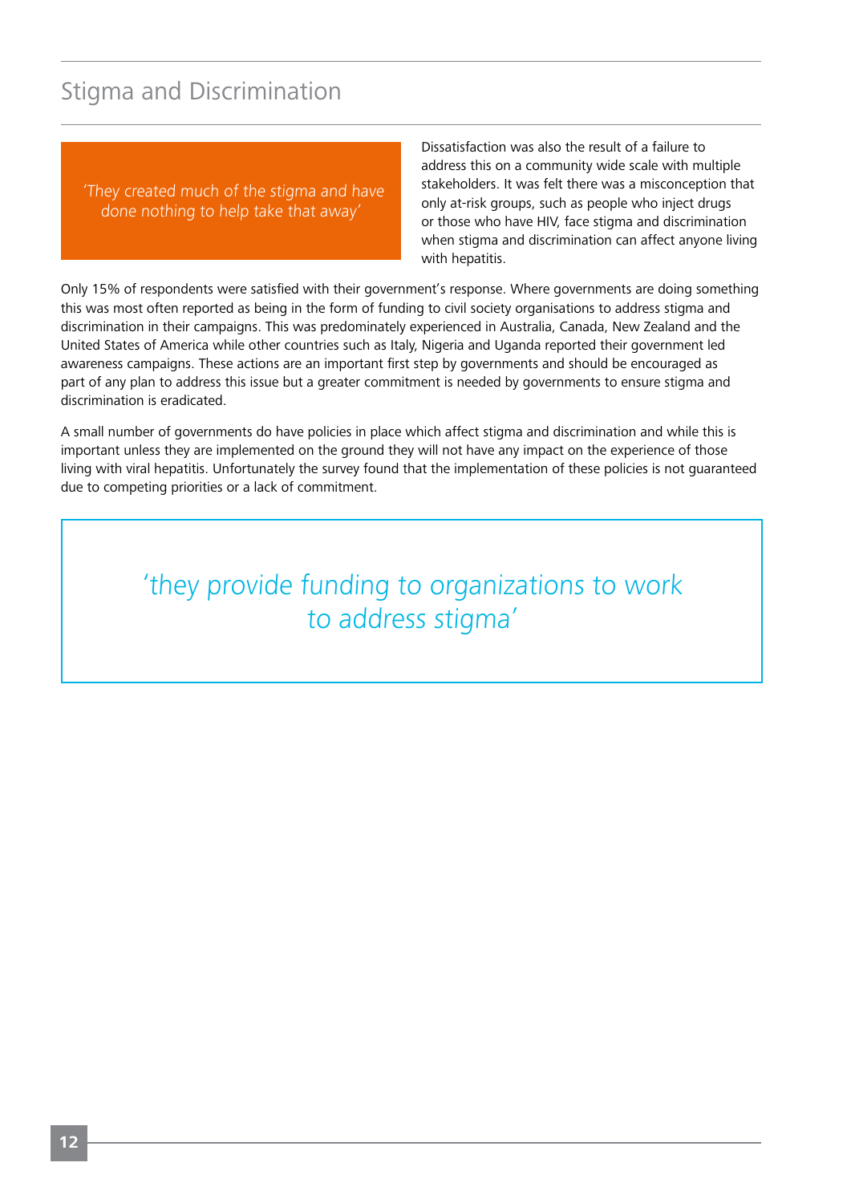## Stigma and Discrimination

> *'They created much of the stigma and have done nothing to help take that away'*

Dissatisfaction was also the result of a failure to address this on a community wide scale with multiple stakeholders. It was felt there was a misconception that only at-risk groups, such as people who inject drugs or those who have HIV, face stigma and discrimination when stigma and discrimination can affect anyone living with hepatitis.

Only 15% of respondents were satisfied with their government's response. Where governments are doing something this was most often reported as being in the form of funding to civil society organisations to address stigma and discrimination in their campaigns. This was predominately experienced in Australia, Canada, New Zealand and the United States of America while other countries such as Italy, Nigeria and Uganda reported their government led awareness campaigns. These actions are an important first step by governments and should be encouraged as part of any plan to address this issue but a greater commitment is needed by governments to ensure stigma and discrimination is eradicated.

A small number of governments do have policies in place which affect stigma and discrimination and while this is important unless they are implemented on the ground they will not have any impact on the experience of those living with viral hepatitis. Unfortunately the survey found that the implementation of these policies is not guaranteed due to competing priorities or a lack of commitment.

> *'they provide funding to organizations to work to address stigma'*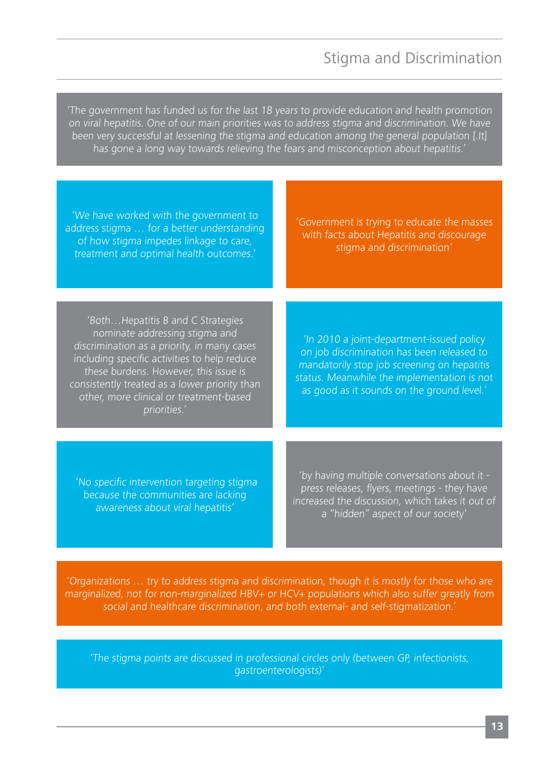## Stigma and Discrimination

*'The government has funded us for the last 18 years to provide education and health promotion on viral hepatitis. One of our main priorities was to address stigma and discrimination. We have been very successful at lessening the stigma and education among the general population [.It] has gone a long way towards relieving the fears and misconception about hepatitis.'*

*'We have worked with the government to address stigma … for a better understanding of how stigma impedes linkage to care, treatment and optimal health outcomes.'*

*'Government is trying to educate the masses with facts about Hepatitis and discourage stigma and discrimination'*

*'Both…Hepatitis B and C Strategies nominate addressing stigma and discrimination as a priority, in many cases including specific activities to help reduce these burdens. However, this issue is consistently treated as a lower priority than other, more clinical or treatment-based priorities.'*

*'In 2010 a joint-department-issued policy on job discrimination has been released to mandatorily stop job screening on hepatitis status. Meanwhile the implementation is not as good as it sounds on the ground level.'*

*'No specific intervention targeting stigma because the communities are lacking awareness about viral hepatitis'*

*'by having multiple conversations about it - press releases, flyers, meetings - they have increased the discussion, which takes it out of a "hidden" aspect of our society'*

*'Organizations … try to address stigma and discrimination, though it is mostly for those who are marginalized, not for non-marginalized HBV+ or HCV+ populations which also suffer greatly from social and healthcare discrimination, and both external- and self-stigmatization.'*

*'The stigma points are discussed in professional circles only (between GP, infectionists, gastroenterologists)'*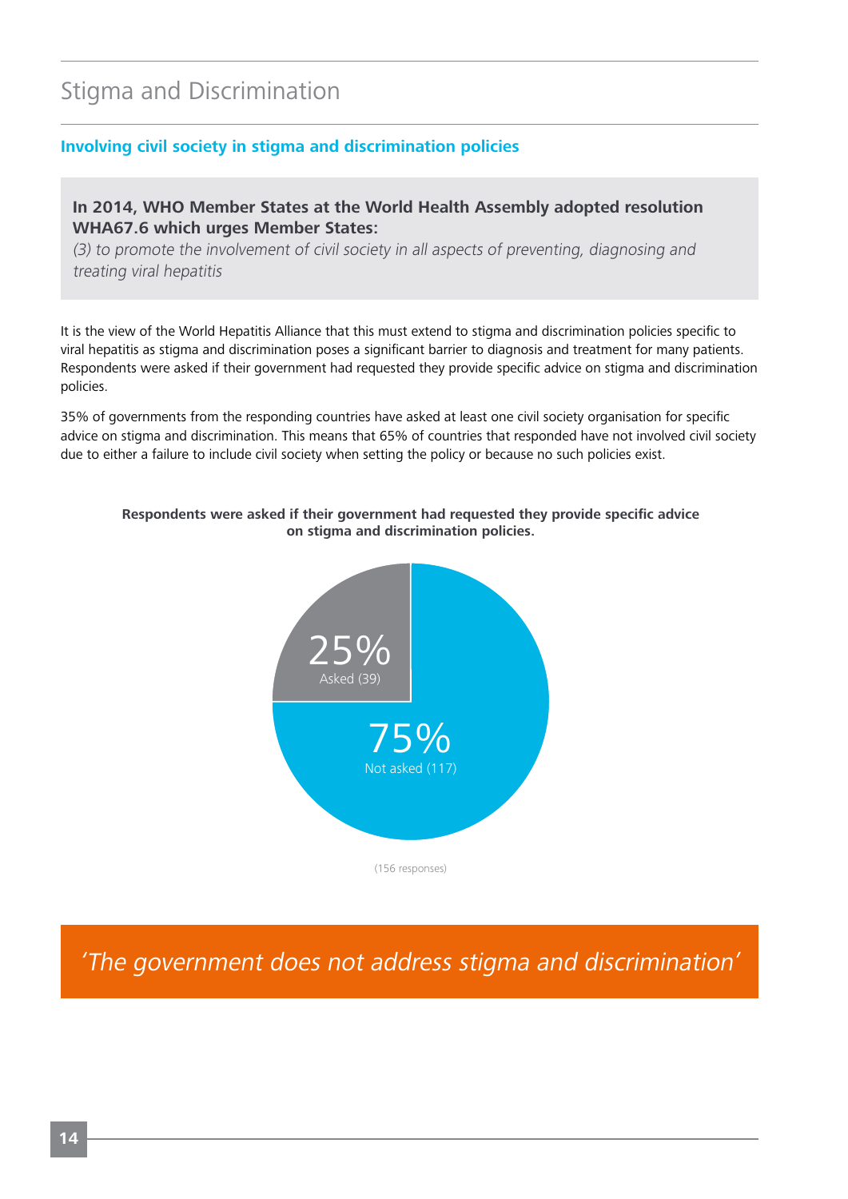# Stigma and Discrimination

## Involving civil society in stigma and discrimination policies

**In 2014, WHO Member States at the World Health Assembly adopted resolution WHA67.6 which urges Member States:**
*(3) to promote the involvement of civil society in all aspects of preventing, diagnosing and treating viral hepatitis*

It is the view of the World Hepatitis Alliance that this must extend to stigma and discrimination policies specific to viral hepatitis as stigma and discrimination poses a significant barrier to diagnosis and treatment for many patients. Respondents were asked if their government had requested they provide specific advice on stigma and discrimination policies.

35% of governments from the responding countries have asked at least one civil society organisation for specific advice on stigma and discrimination. This means that 65% of countries that responded have not involved civil society due to either a failure to include civil society when setting the policy or because no such policies exist.

**Respondents were asked if their government had requested they provide specific advice on stigma and discrimination policies.**

25%
Asked (39)

75%
Not asked (117)

(156 responses)

*'The government does not address stigma and discrimination'*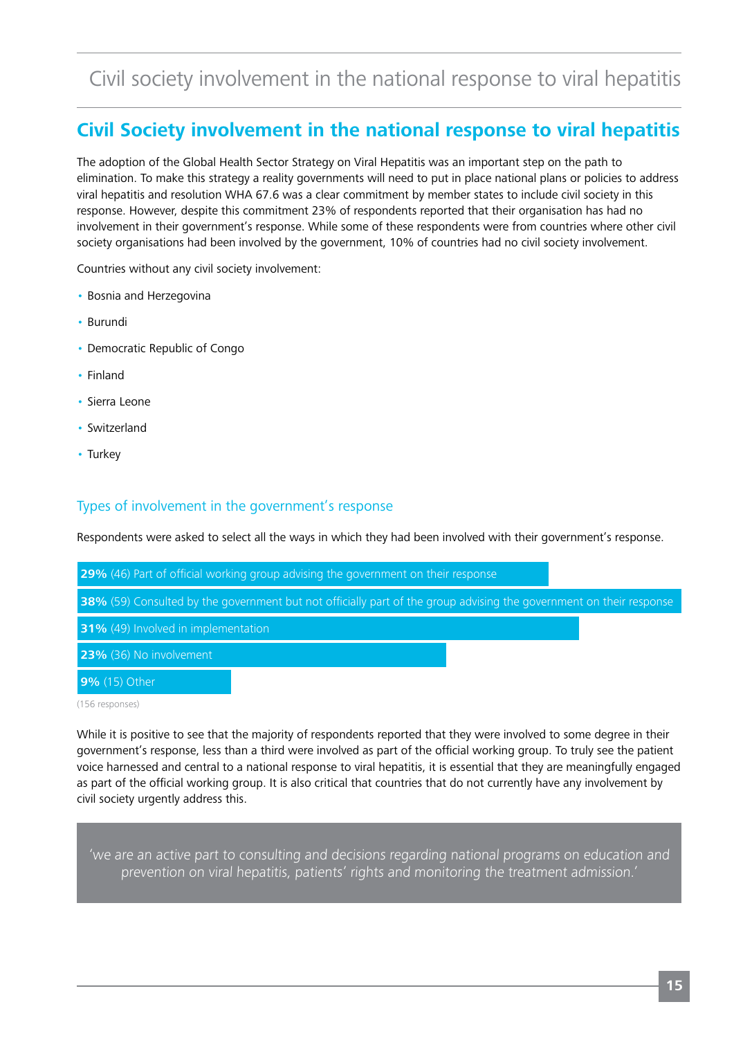# Civil Society involvement in the national response to viral hepatitis

The adoption of the Global Health Sector Strategy on Viral Hepatitis was an important step on the path to elimination. To make this strategy a reality governments will need to put in place national plans or policies to address viral hepatitis and resolution WHA 67.6 was a clear commitment by member states to include civil society in this response. However, despite this commitment 23% of respondents reported that their organisation has had no involvement in their government's response. While some of these respondents were from countries where other civil society organisations had been involved by the government, 10% of countries had no civil society involvement.

Countries without any civil society involvement:

- Bosnia and Herzegovina
- Burundi
- Democratic Republic of Congo
- Finland
- Sierra Leone
- Switzerland
- Turkey

## Types of involvement in the government's response

Respondents were asked to select all the ways in which they had been involved with their government's response.

**29%** (46) Part of official working group advising the government on their response

**38%** (59) Consulted by the government but not officially part of the group advising the government on their response

**31%** (49) Involved in implementation

**23%** (36) No involvement

**9%** (15) Other

(156 responses)

While it is positive to see that the majority of respondents reported that they were involved to some degree in their government's response, less than a third were involved as part of the official working group. To truly see the patient voice harnessed and central to a national response to viral hepatitis, it is essential that they are meaningfully engaged as part of the official working group. It is also critical that countries that do not currently have any involvement by civil society urgently address this.

> *'we are an active part to consulting and decisions regarding national programs on education and prevention on viral hepatitis, patients' rights and monitoring the treatment admission.'*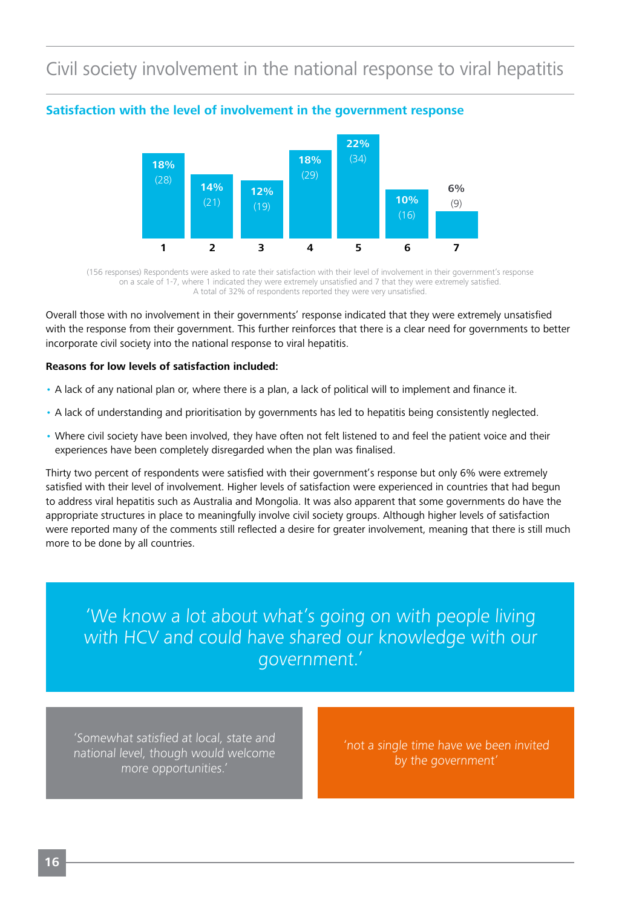# Civil society involvement in the national response to viral hepatitis

## Satisfaction with the level of involvement in the government response

18% (28)
14% (21)
12% (19)
18% (29)
22% (34)
10% (16)
6% (9)

1 2 3 4 5 6 7

(156 responses) Respondents were asked to rate their satisfaction with their level of involvement in their government's response on a scale of 1-7, where 1 indicated they were extremely unsatisfied and 7 that they were extremely satisfied. A total of 32% of respondents reported they were very unsatisfied.

Overall those with no involvement in their governments' response indicated that they were extremely unsatisfied with the response from their government. This further reinforces that there is a clear need for governments to better incorporate civil society into the national response to viral hepatitis.

**Reasons for low levels of satisfaction included:**

- A lack of any national plan or, where there is a plan, a lack of political will to implement and finance it.
- A lack of understanding and prioritisation by governments has led to hepatitis being consistently neglected.
- Where civil society have been involved, they have often not felt listened to and feel the patient voice and their experiences have been completely disregarded when the plan was finalised.

Thirty two percent of respondents were satisfied with their government's response but only 6% were extremely satisfied with their level of involvement. Higher levels of satisfaction were experienced in countries that had begun to address viral hepatitis such as Australia and Mongolia. It was also apparent that some governments do have the appropriate structures in place to meaningfully involve civil society groups. Although higher levels of satisfaction were reported many of the comments still reflected a desire for greater involvement, meaning that there is still much more to be done by all countries.

*'We know a lot about what's going on with people living with HCV and could have shared our knowledge with our government.'*

*'Somewhat satisfied at local, state and national level, though would welcome more opportunities.'*

*'not a single time have we been invited by the government'*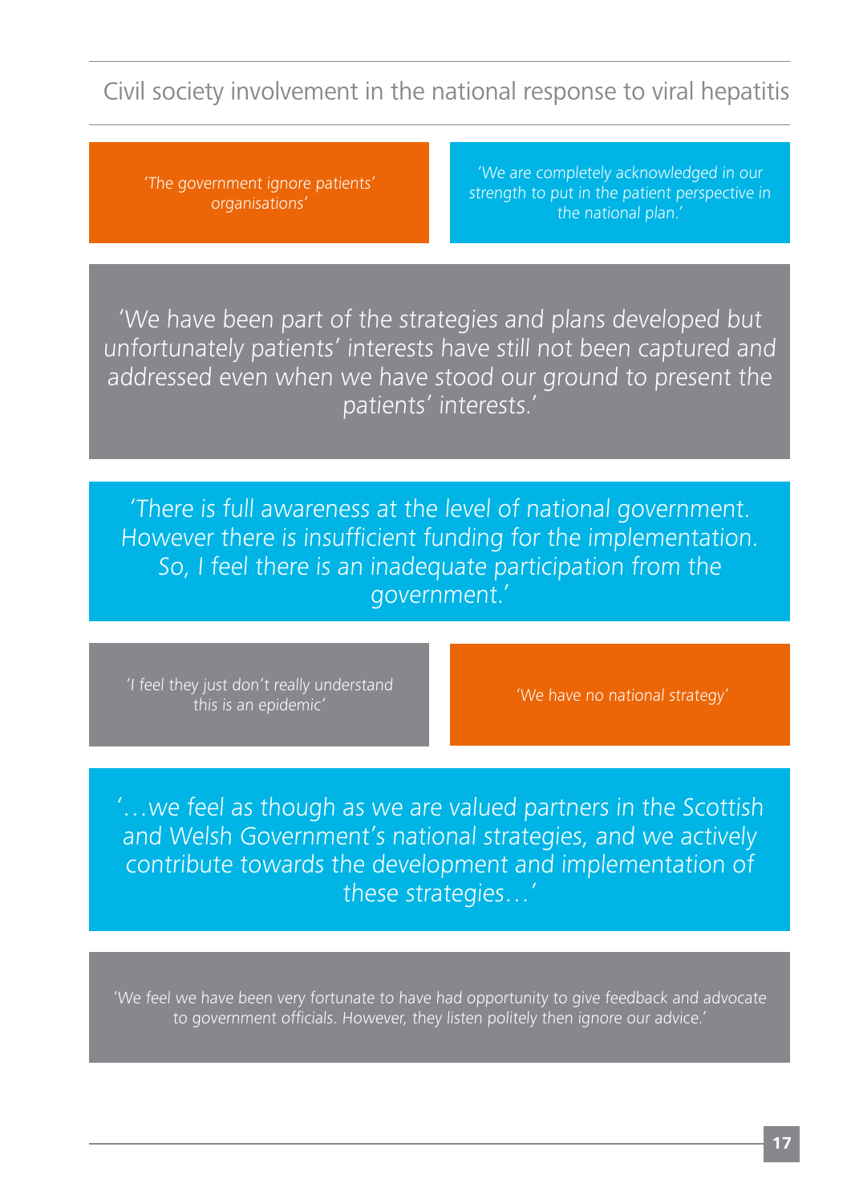## Civil society involvement in the national response to viral hepatitis

'The government ignore patients' organisations'

'We are completely acknowledged in our strength to put in the patient perspective in the national plan.'

'We have been part of the strategies and plans developed but unfortunately patients' interests have still not been captured and addressed even when we have stood our ground to present the patients' interests.'

'There is full awareness at the level of national government. However there is insufficient funding for the implementation. So, I feel there is an inadequate participation from the government.'

'I feel they just don't really understand this is an epidemic'

'We have no national strategy'

'…we feel as though as we are valued partners in the Scottish and Welsh Government's national strategies, and we actively contribute towards the development and implementation of these strategies…'

'We feel we have been very fortunate to have had opportunity to give feedback and advocate to government officials. However, they listen politely then ignore our advice.'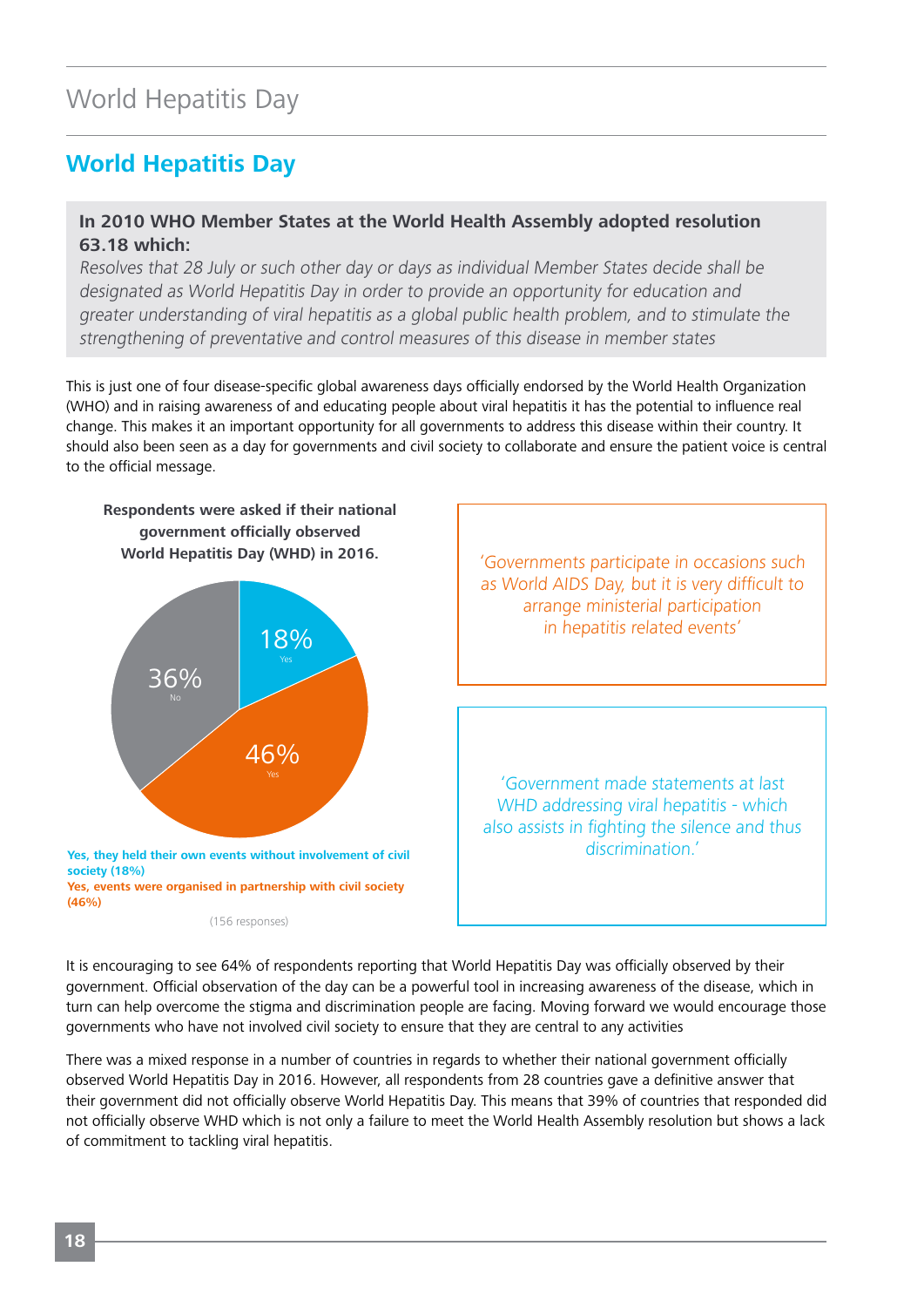## World Hepatitis Day

**In 2010 WHO Member States at the World Health Assembly adopted resolution 63.18 which:**

*Resolves that 28 July or such other day or days as individual Member States decide shall be designated as World Hepatitis Day in order to provide an opportunity for education and greater understanding of viral hepatitis as a global public health problem, and to stimulate the strengthening of preventative and control measures of this disease in member states*

This is just one of four disease-specific global awareness days officially endorsed by the World Health Organization (WHO) and in raising awareness of and educating people about viral hepatitis it has the potential to influence real change. This makes it an important opportunity for all governments to address this disease within their country. It should also been seen as a day for governments and civil society to collaborate and ensure the patient voice is central to the official message.

**Respondents were asked if their national government officially observed World Hepatitis Day (WHD) in 2016.**

18% Yes

46% Yes

36% No

**Yes, they held their own events without involvement of civil society (18%)**

**Yes, events were organised in partnership with civil society (46%)**

(156 responses)

*'Governments participate in occasions such as World AIDS Day, but it is very difficult to arrange ministerial participation in hepatitis related events'*

*'Government made statements at last WHD addressing viral hepatitis - which also assists in fighting the silence and thus discrimination.'*

It is encouraging to see 64% of respondents reporting that World Hepatitis Day was officially observed by their government. Official observation of the day can be a powerful tool in increasing awareness of the disease, which in turn can help overcome the stigma and discrimination people are facing. Moving forward we would encourage those governments who have not involved civil society to ensure that they are central to any activities

There was a mixed response in a number of countries in regards to whether their national government officially observed World Hepatitis Day in 2016. However, all respondents from 28 countries gave a definitive answer that their government did not officially observe World Hepatitis Day. This means that 39% of countries that responded did not officially observe WHD which is not only a failure to meet the World Health Assembly resolution but shows a lack of commitment to tackling viral hepatitis.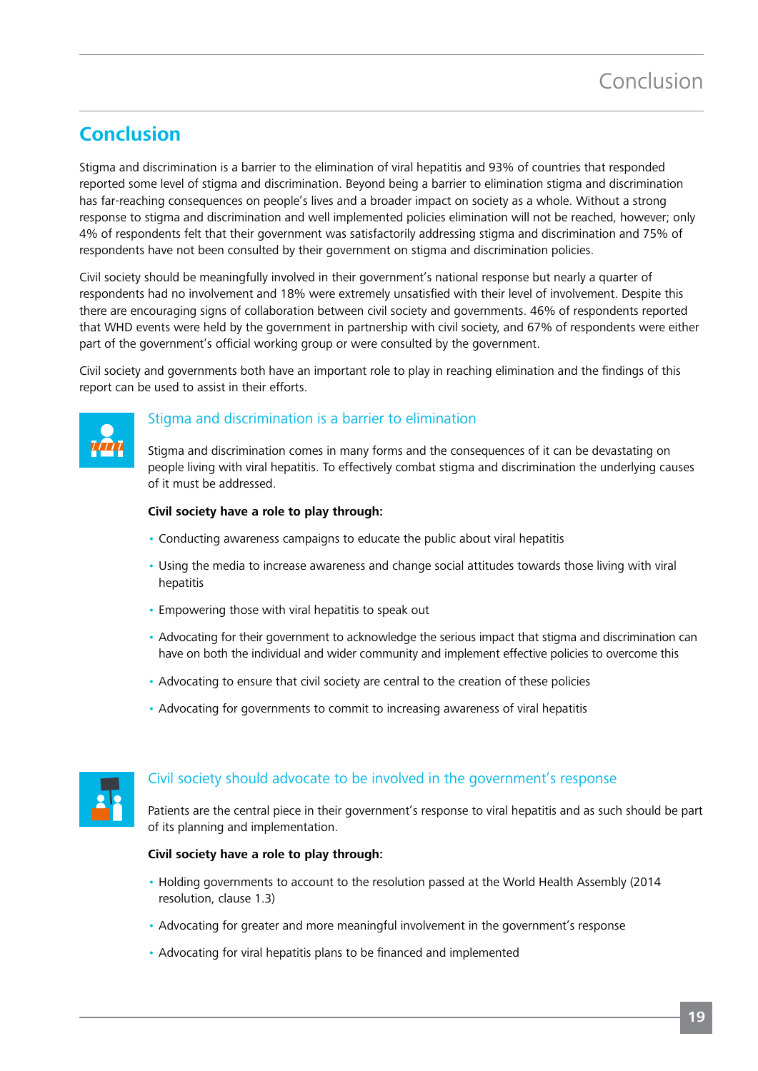# Conclusion

Stigma and discrimination is a barrier to the elimination of viral hepatitis and 93% of countries that responded reported some level of stigma and discrimination. Beyond being a barrier to elimination stigma and discrimination has far-reaching consequences on people's lives and a broader impact on society as a whole. Without a strong response to stigma and discrimination and well implemented policies elimination will not be reached, however; only 4% of respondents felt that their government was satisfactorily addressing stigma and discrimination and 75% of respondents have not been consulted by their government on stigma and discrimination policies.

Civil society should be meaningfully involved in their government's national response but nearly a quarter of respondents had no involvement and 18% were extremely unsatisfied with their level of involvement. Despite this there are encouraging signs of collaboration between civil society and governments. 46% of respondents reported that WHD events were held by the government in partnership with civil society, and 67% of respondents were either part of the government's official working group or were consulted by the government.

Civil society and governments both have an important role to play in reaching elimination and the findings of this report can be used to assist in their efforts.

## Stigma and discrimination is a barrier to elimination

Stigma and discrimination comes in many forms and the consequences of it can be devastating on people living with viral hepatitis. To effectively combat stigma and discrimination the underlying causes of it must be addressed.

**Civil society have a role to play through:**

- Conducting awareness campaigns to educate the public about viral hepatitis
- Using the media to increase awareness and change social attitudes towards those living with viral hepatitis
- Empowering those with viral hepatitis to speak out
- Advocating for their government to acknowledge the serious impact that stigma and discrimination can have on both the individual and wider community and implement effective policies to overcome this
- Advocating to ensure that civil society are central to the creation of these policies
- Advocating for governments to commit to increasing awareness of viral hepatitis

## Civil society should advocate to be involved in the government's response

Patients are the central piece in their government's response to viral hepatitis and as such should be part of its planning and implementation.

**Civil society have a role to play through:**

- Holding governments to account to the resolution passed at the World Health Assembly (2014 resolution, clause 1.3)
- Advocating for greater and more meaningful involvement in the government's response
- Advocating for viral hepatitis plans to be financed and implemented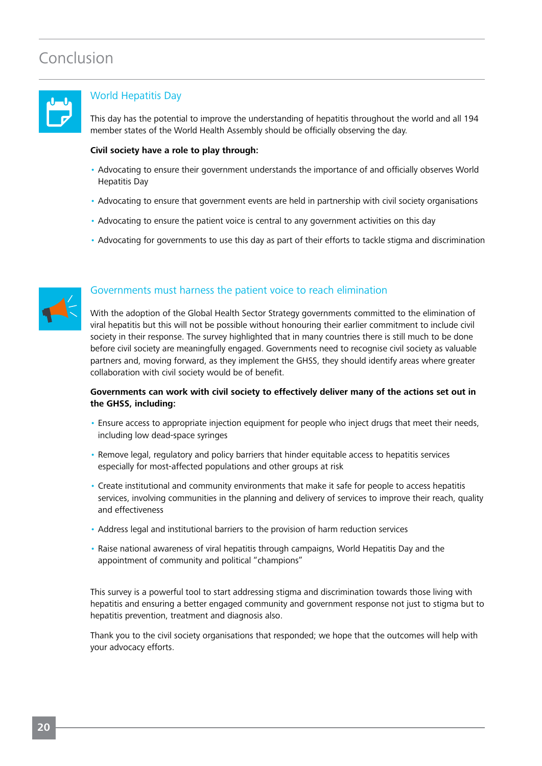# Conclusion

## World Hepatitis Day

This day has the potential to improve the understanding of hepatitis throughout the world and all 194 member states of the World Health Assembly should be officially observing the day.

**Civil society have a role to play through:**

- Advocating to ensure their government understands the importance of and officially observes World Hepatitis Day
- Advocating to ensure that government events are held in partnership with civil society organisations
- Advocating to ensure the patient voice is central to any government activities on this day
- Advocating for governments to use this day as part of their efforts to tackle stigma and discrimination

## Governments must harness the patient voice to reach elimination

With the adoption of the Global Health Sector Strategy governments committed to the elimination of viral hepatitis but this will not be possible without honouring their earlier commitment to include civil society in their response. The survey highlighted that in many countries there is still much to be done before civil society are meaningfully engaged. Governments need to recognise civil society as valuable partners and, moving forward, as they implement the GHSS, they should identify areas where greater collaboration with civil society would be of benefit.

**Governments can work with civil society to effectively deliver many of the actions set out in the GHSS, including:**

- Ensure access to appropriate injection equipment for people who inject drugs that meet their needs, including low dead-space syringes
- Remove legal, regulatory and policy barriers that hinder equitable access to hepatitis services especially for most-affected populations and other groups at risk
- Create institutional and community environments that make it safe for people to access hepatitis services, involving communities in the planning and delivery of services to improve their reach, quality and effectiveness
- Address legal and institutional barriers to the provision of harm reduction services
- Raise national awareness of viral hepatitis through campaigns, World Hepatitis Day and the appointment of community and political "champions"

This survey is a powerful tool to start addressing stigma and discrimination towards those living with hepatitis and ensuring a better engaged community and government response not just to stigma but to hepatitis prevention, treatment and diagnosis also.

Thank you to the civil society organisations that responded; we hope that the outcomes will help with your advocacy efforts.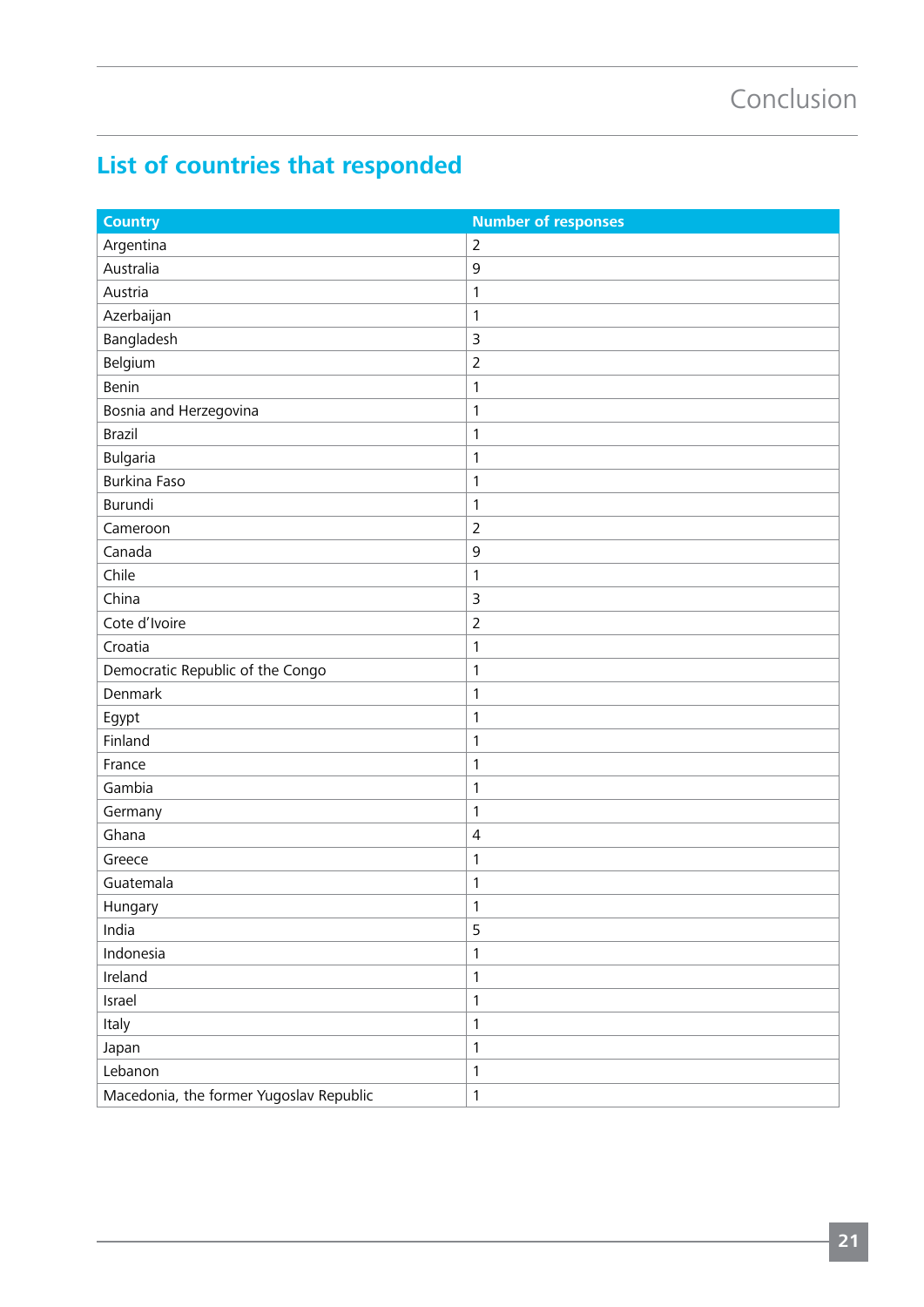## List of countries that responded

| Country | Number of responses |
| --- | --- |
| Argentina | 2 |
| Australia | 9 |
| Austria | 1 |
| Azerbaijan | 1 |
| Bangladesh | 3 |
| Belgium | 2 |
| Benin | 1 |
| Bosnia and Herzegovina | 1 |
| Brazil | 1 |
| Bulgaria | 1 |
| Burkina Faso | 1 |
| Burundi | 1 |
| Cameroon | 2 |
| Canada | 9 |
| Chile | 1 |
| China | 3 |
| Cote d'Ivoire | 2 |
| Croatia | 1 |
| Democratic Republic of the Congo | 1 |
| Denmark | 1 |
| Egypt | 1 |
| Finland | 1 |
| France | 1 |
| Gambia | 1 |
| Germany | 1 |
| Ghana | 4 |
| Greece | 1 |
| Guatemala | 1 |
| Hungary | 1 |
| India | 5 |
| Indonesia | 1 |
| Ireland | 1 |
| Israel | 1 |
| Italy | 1 |
| Japan | 1 |
| Lebanon | 1 |
| Macedonia, the former Yugoslav Republic | 1 |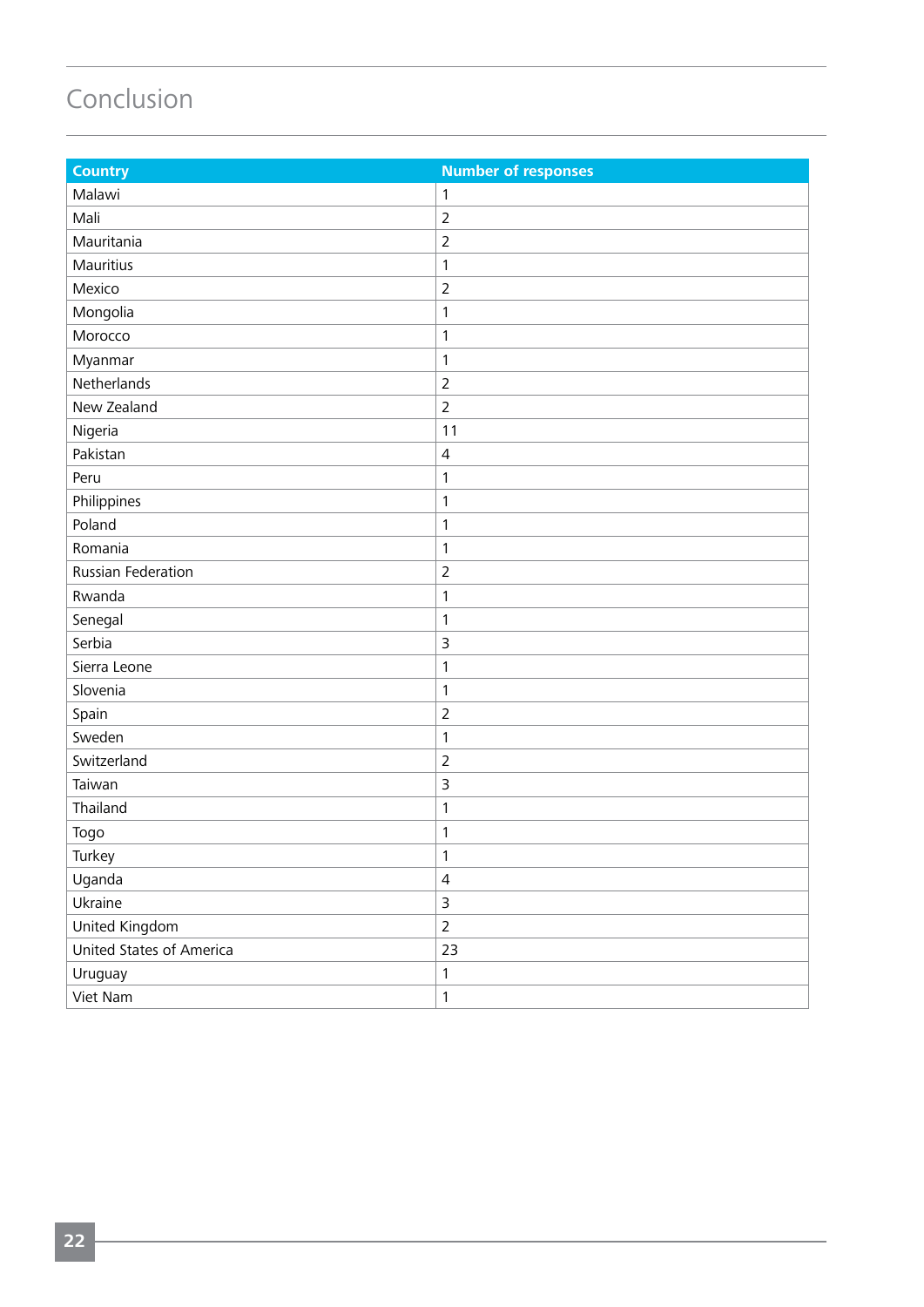# Conclusion

| Country | Number of responses |
|---|---|
| Malawi | 1 |
| Mali | 2 |
| Mauritania | 2 |
| Mauritius | 1 |
| Mexico | 2 |
| Mongolia | 1 |
| Morocco | 1 |
| Myanmar | 1 |
| Netherlands | 2 |
| New Zealand | 2 |
| Nigeria | 11 |
| Pakistan | 4 |
| Peru | 1 |
| Philippines | 1 |
| Poland | 1 |
| Romania | 1 |
| Russian Federation | 2 |
| Rwanda | 1 |
| Senegal | 1 |
| Serbia | 3 |
| Sierra Leone | 1 |
| Slovenia | 1 |
| Spain | 2 |
| Sweden | 1 |
| Switzerland | 2 |
| Taiwan | 3 |
| Thailand | 1 |
| Togo | 1 |
| Turkey | 1 |
| Uganda | 4 |
| Ukraine | 3 |
| United Kingdom | 2 |
| United States of America | 23 |
| Uruguay | 1 |
| Viet Nam | 1 |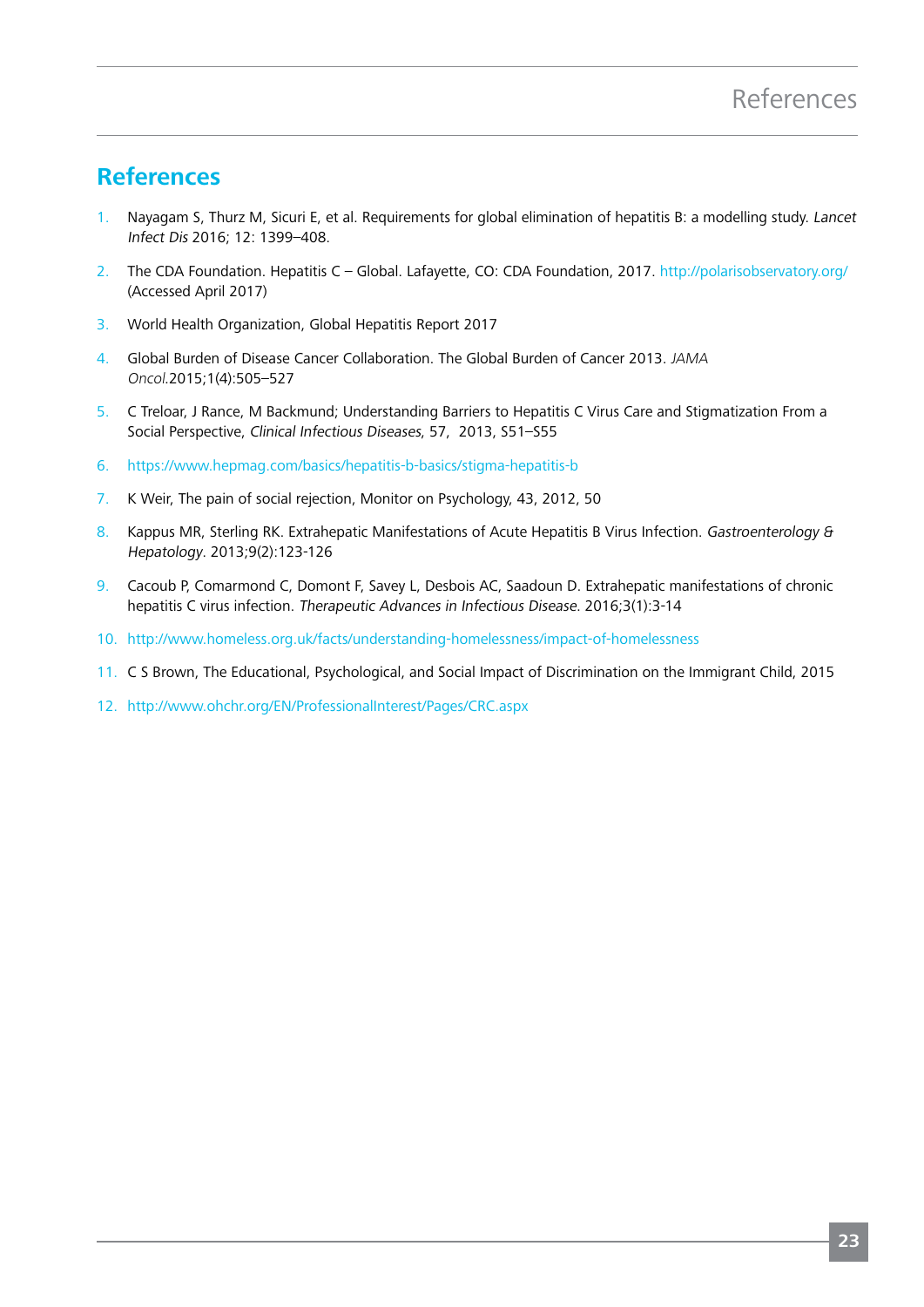# References

1. Nayagam S, Thurz M, Sicuri E, et al. Requirements for global elimination of hepatitis B: a modelling study. *Lancet Infect Dis* 2016; 12: 1399–408.
2. The CDA Foundation. Hepatitis C – Global. Lafayette, CO: CDA Foundation, 2017. http://polarisobservatory.org/ (Accessed April 2017)
3. World Health Organization, Global Hepatitis Report 2017
4. Global Burden of Disease Cancer Collaboration. The Global Burden of Cancer 2013. *JAMA Oncol.*2015;1(4):505–527
5. C Treloar, J Rance, M Backmund; Understanding Barriers to Hepatitis C Virus Care and Stigmatization From a Social Perspective, *Clinical Infectious Diseases*, 57, 2013, S51–S55
6. https://www.hepmag.com/basics/hepatitis-b-basics/stigma-hepatitis-b
7. K Weir, The pain of social rejection, Monitor on Psychology, 43, 2012, 50
8. Kappus MR, Sterling RK. Extrahepatic Manifestations of Acute Hepatitis B Virus Infection. *Gastroenterology & Hepatology*. 2013;9(2):123-126
9. Cacoub P, Comarmond C, Domont F, Savey L, Desbois AC, Saadoun D. Extrahepatic manifestations of chronic hepatitis C virus infection. *Therapeutic Advances in Infectious Disease*. 2016;3(1):3-14
10. http://www.homeless.org.uk/facts/understanding-homelessness/impact-of-homelessness
11. C S Brown, The Educational, Psychological, and Social Impact of Discrimination on the Immigrant Child, 2015
12. http://www.ohchr.org/EN/ProfessionalInterest/Pages/CRC.aspx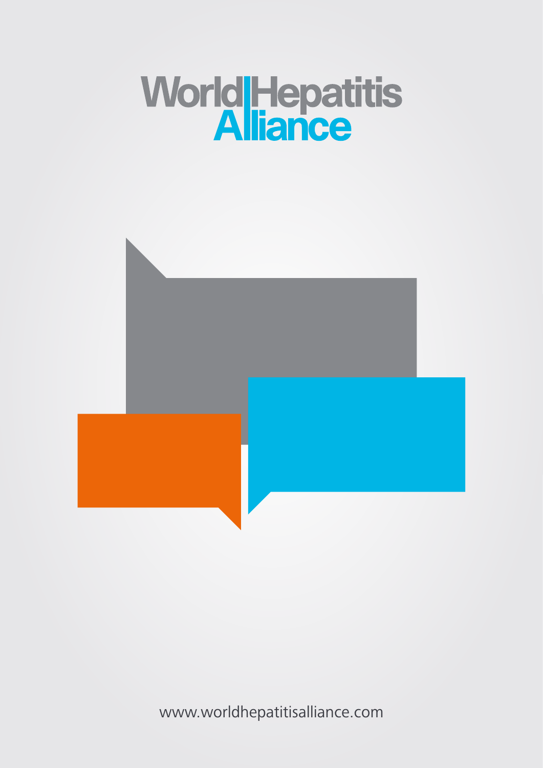World Hepatitis Alliance

www.worldhepatitisalliance.com